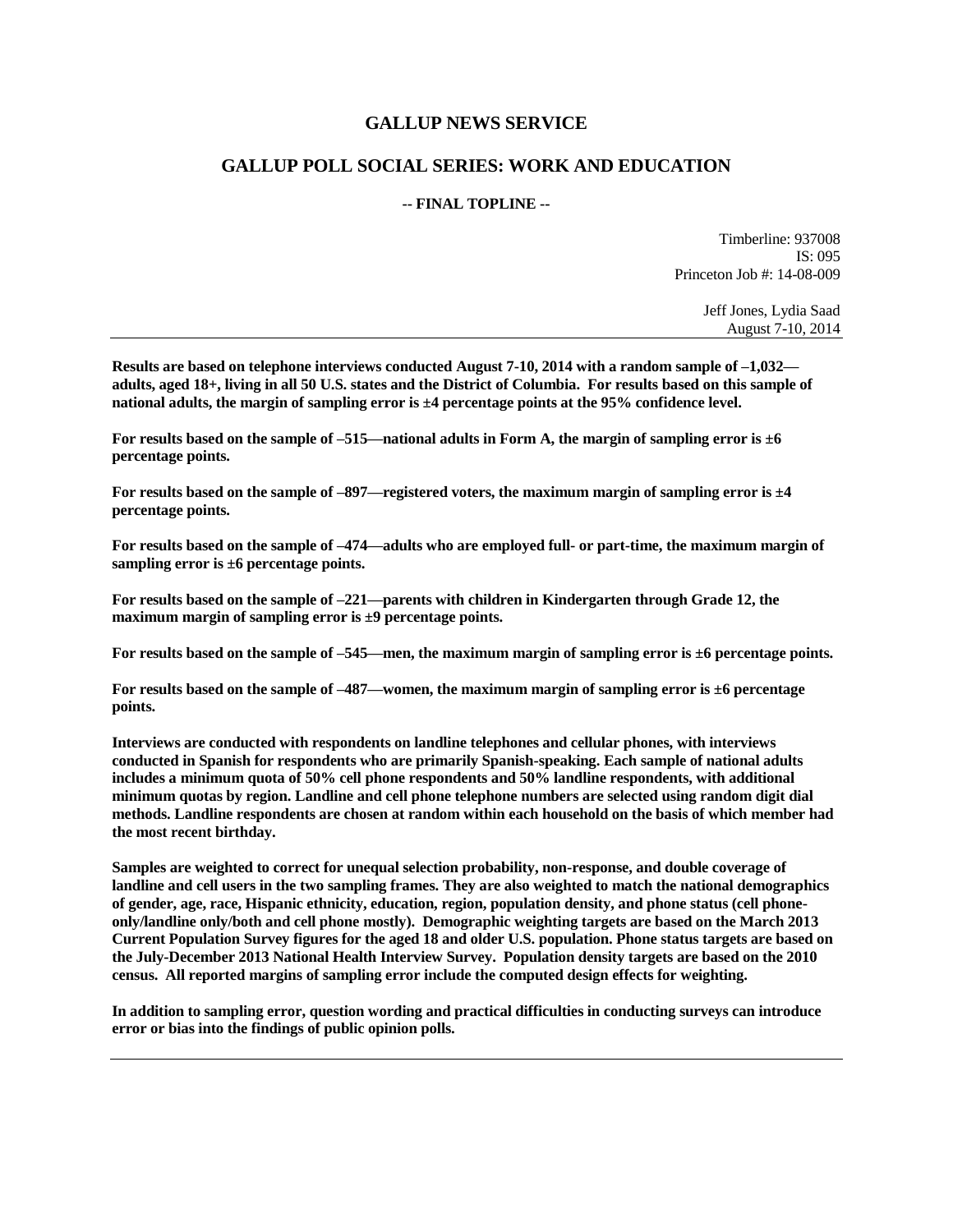# GALLUP NEWS SERVICE

## GALLUP POLL SOCIAL SERIES: WORK AND EDUCATION

**-- FINAL TOPLINE --**

Timberline: 937008
IS: 095
Princeton Job #: 14-08-009

Jeff Jones, Lydia Saad
August 7-10, 2014

---

**Results are based on telephone interviews conducted August 7-10, 2014 with a random sample of –1,032—adults, aged 18+, living in all 50 U.S. states and the District of Columbia. For results based on this sample of national adults, the margin of sampling error is ±4 percentage points at the 95% confidence level.**

**For results based on the sample of –515—national adults in Form A, the margin of sampling error is ±6 percentage points.**

**For results based on the sample of –897—registered voters, the maximum margin of sampling error is ±4 percentage points.**

**For results based on the sample of –474—adults who are employed full- or part-time, the maximum margin of sampling error is ±6 percentage points.**

**For results based on the sample of –221—parents with children in Kindergarten through Grade 12, the maximum margin of sampling error is ±9 percentage points.**

**For results based on the sample of –545—men, the maximum margin of sampling error is ±6 percentage points.**

**For results based on the sample of –487—women, the maximum margin of sampling error is ±6 percentage points.**

**Interviews are conducted with respondents on landline telephones and cellular phones, with interviews conducted in Spanish for respondents who are primarily Spanish-speaking. Each sample of national adults includes a minimum quota of 50% cell phone respondents and 50% landline respondents, with additional minimum quotas by region. Landline and cell phone telephone numbers are selected using random digit dial methods. Landline respondents are chosen at random within each household on the basis of which member had the most recent birthday.**

**Samples are weighted to correct for unequal selection probability, non-response, and double coverage of landline and cell users in the two sampling frames. They are also weighted to match the national demographics of gender, age, race, Hispanic ethnicity, education, region, population density, and phone status (cell phone-only/landline only/both and cell phone mostly). Demographic weighting targets are based on the March 2013 Current Population Survey figures for the aged 18 and older U.S. population. Phone status targets are based on the July-December 2013 National Health Interview Survey. Population density targets are based on the 2010 census. All reported margins of sampling error include the computed design effects for weighting.**

**In addition to sampling error, question wording and practical difficulties in conducting surveys can introduce error or bias into the findings of public opinion polls.**

---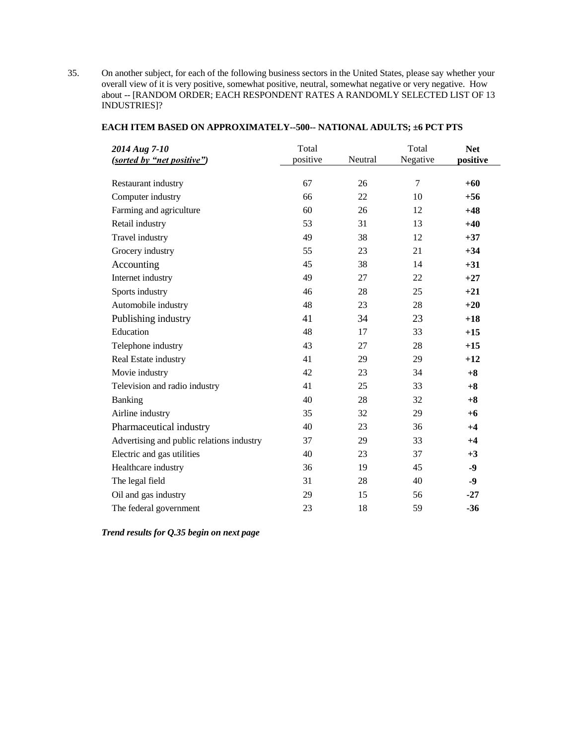35. On another subject, for each of the following business sectors in the United States, please say whether your overall view of it is very positive, somewhat positive, neutral, somewhat negative or very negative. How about -- [RANDOM ORDER; EACH RESPONDENT RATES A RANDOMLY SELECTED LIST OF 13 INDUSTRIES]?

**EACH ITEM BASED ON APPROXIMATELY--500-- NATIONAL ADULTS; ±6 PCT PTS**

| *2014 Aug 7-10* *(sorted by "net positive")* | Total positive | Neutral | Total Negative | **Net positive** |
|---|---|---|---|---|
| Restaurant industry | 67 | 26 | 7 | **+60** |
| Computer industry | 66 | 22 | 10 | **+56** |
| Farming and agriculture | 60 | 26 | 12 | **+48** |
| Retail industry | 53 | 31 | 13 | **+40** |
| Travel industry | 49 | 38 | 12 | **+37** |
| Grocery industry | 55 | 23 | 21 | **+34** |
| Accounting | 45 | 38 | 14 | **+31** |
| Internet industry | 49 | 27 | 22 | **+27** |
| Sports industry | 46 | 28 | 25 | **+21** |
| Automobile industry | 48 | 23 | 28 | **+20** |
| Publishing industry | 41 | 34 | 23 | **+18** |
| Education | 48 | 17 | 33 | **+15** |
| Telephone industry | 43 | 27 | 28 | **+15** |
| Real Estate industry | 41 | 29 | 29 | **+12** |
| Movie industry | 42 | 23 | 34 | **+8** |
| Television and radio industry | 41 | 25 | 33 | **+8** |
| Banking | 40 | 28 | 32 | **+8** |
| Airline industry | 35 | 32 | 29 | **+6** |
| Pharmaceutical industry | 40 | 23 | 36 | **+4** |
| Advertising and public relations industry | 37 | 29 | 33 | **+4** |
| Electric and gas utilities | 40 | 23 | 37 | **+3** |
| Healthcare industry | 36 | 19 | 45 | **-9** |
| The legal field | 31 | 28 | 40 | **-9** |
| Oil and gas industry | 29 | 15 | 56 | **-27** |
| The federal government | 23 | 18 | 59 | **-36** |

***Trend results for Q.35 begin on next page***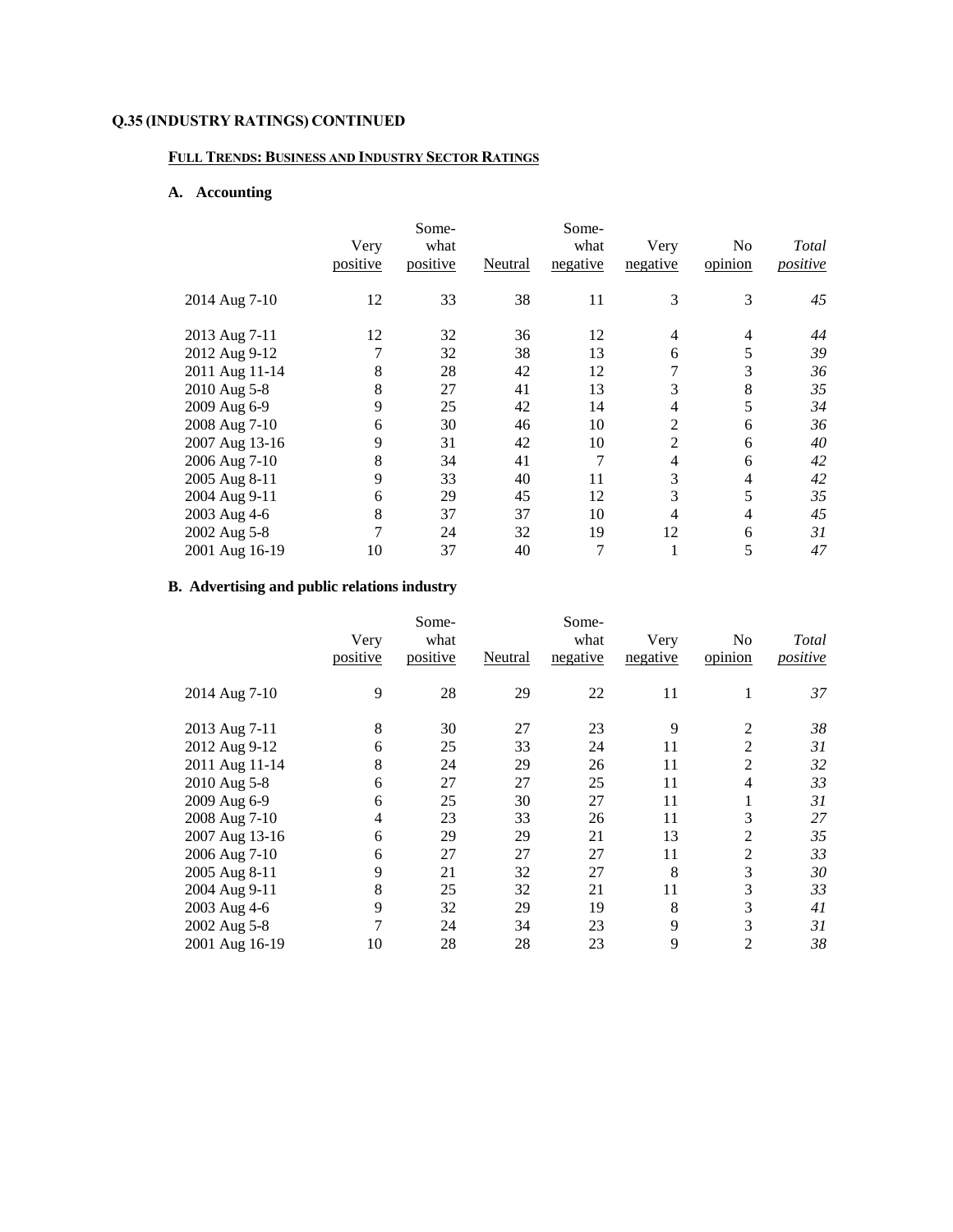**Q.35 (INDUSTRY RATINGS) CONTINUED**

**FULL TRENDS: BUSINESS AND INDUSTRY SECTOR RATINGS**

### A. Accounting

| | Very positive | Somewhat positive | Neutral | Somewhat negative | Very negative | No opinion | *Total positive* |
|---|---|---|---|---|---|---|---|
| 2014 Aug 7-10 | 12 | 33 | 38 | 11 | 3 | 3 | *45* |
| 2013 Aug 7-11 | 12 | 32 | 36 | 12 | 4 | 4 | *44* |
| 2012 Aug 9-12 | 7 | 32 | 38 | 13 | 6 | 5 | *39* |
| 2011 Aug 11-14 | 8 | 28 | 42 | 12 | 7 | 3 | *36* |
| 2010 Aug 5-8 | 8 | 27 | 41 | 13 | 3 | 8 | *35* |
| 2009 Aug 6-9 | 9 | 25 | 42 | 14 | 4 | 5 | *34* |
| 2008 Aug 7-10 | 6 | 30 | 46 | 10 | 2 | 6 | *36* |
| 2007 Aug 13-16 | 9 | 31 | 42 | 10 | 2 | 6 | *40* |
| 2006 Aug 7-10 | 8 | 34 | 41 | 7 | 4 | 6 | *42* |
| 2005 Aug 8-11 | 9 | 33 | 40 | 11 | 3 | 4 | *42* |
| 2004 Aug 9-11 | 6 | 29 | 45 | 12 | 3 | 5 | *35* |
| 2003 Aug 4-6 | 8 | 37 | 37 | 10 | 4 | 4 | *45* |
| 2002 Aug 5-8 | 7 | 24 | 32 | 19 | 12 | 6 | *31* |
| 2001 Aug 16-19 | 10 | 37 | 40 | 7 | 1 | 5 | *47* |

### B. Advertising and public relations industry

| | Very positive | Somewhat positive | Neutral | Somewhat negative | Very negative | No opinion | *Total positive* |
|---|---|---|---|---|---|---|---|
| 2014 Aug 7-10 | 9 | 28 | 29 | 22 | 11 | 1 | *37* |
| 2013 Aug 7-11 | 8 | 30 | 27 | 23 | 9 | 2 | *38* |
| 2012 Aug 9-12 | 6 | 25 | 33 | 24 | 11 | 2 | *31* |
| 2011 Aug 11-14 | 8 | 24 | 29 | 26 | 11 | 2 | *32* |
| 2010 Aug 5-8 | 6 | 27 | 27 | 25 | 11 | 4 | *33* |
| 2009 Aug 6-9 | 6 | 25 | 30 | 27 | 11 | 1 | *31* |
| 2008 Aug 7-10 | 4 | 23 | 33 | 26 | 11 | 3 | *27* |
| 2007 Aug 13-16 | 6 | 29 | 29 | 21 | 13 | 2 | *35* |
| 2006 Aug 7-10 | 6 | 27 | 27 | 27 | 11 | 2 | *33* |
| 2005 Aug 8-11 | 9 | 21 | 32 | 27 | 8 | 3 | *30* |
| 2004 Aug 9-11 | 8 | 25 | 32 | 21 | 11 | 3 | *33* |
| 2003 Aug 4-6 | 9 | 32 | 29 | 19 | 8 | 3 | *41* |
| 2002 Aug 5-8 | 7 | 24 | 34 | 23 | 9 | 3 | *31* |
| 2001 Aug 16-19 | 10 | 28 | 28 | 23 | 9 | 2 | *38* |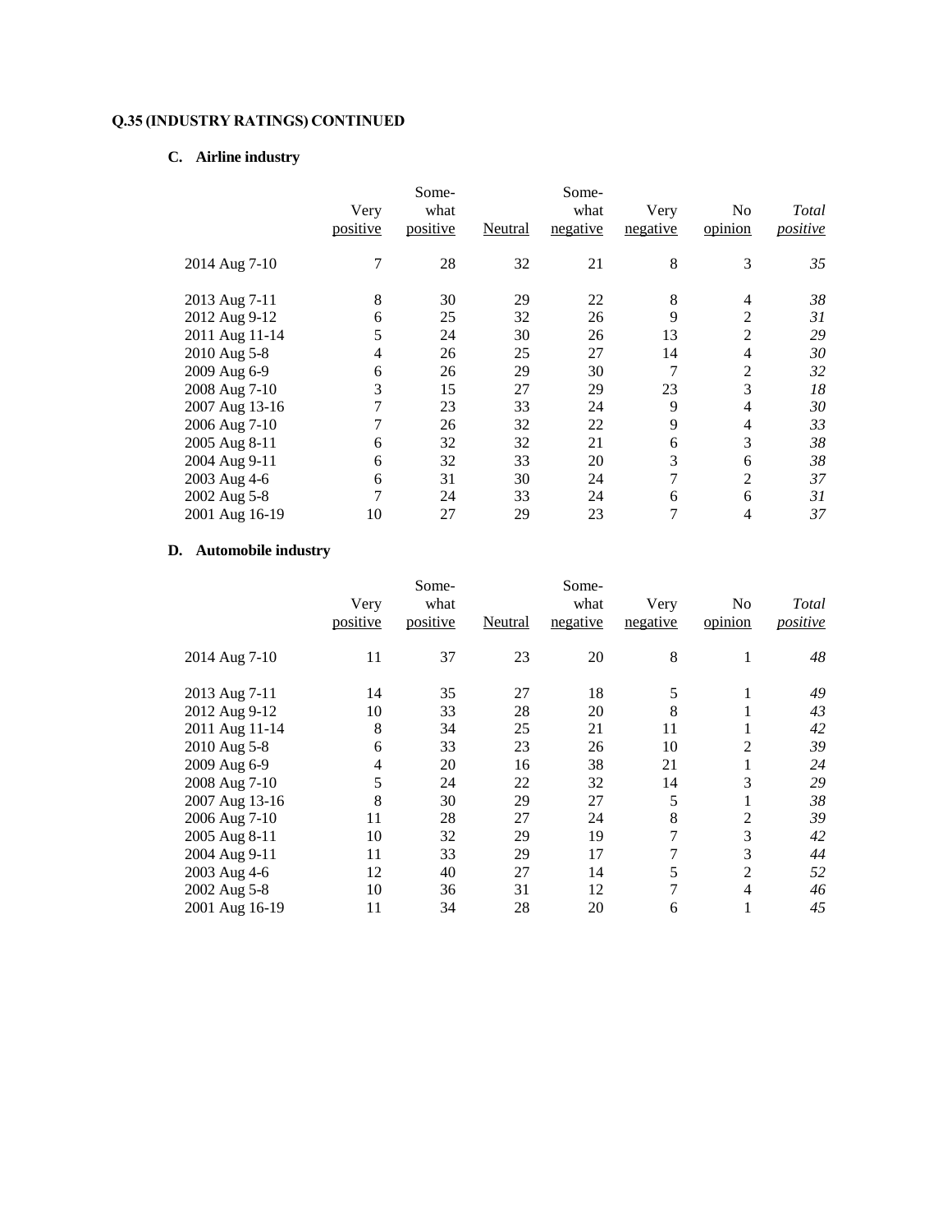**Q.35 (INDUSTRY RATINGS) CONTINUED**

**C. Airline industry**

| | Very positive | Somewhat positive | Neutral | Somewhat negative | Very negative | No opinion | *Total positive* |
|---|---|---|---|---|---|---|---|
| 2014 Aug 7-10 | 7 | 28 | 32 | 21 | 8 | 3 | *35* |
| 2013 Aug 7-11 | 8 | 30 | 29 | 22 | 8 | 4 | *38* |
| 2012 Aug 9-12 | 6 | 25 | 32 | 26 | 9 | 2 | *31* |
| 2011 Aug 11-14 | 5 | 24 | 30 | 26 | 13 | 2 | *29* |
| 2010 Aug 5-8 | 4 | 26 | 25 | 27 | 14 | 4 | *30* |
| 2009 Aug 6-9 | 6 | 26 | 29 | 30 | 7 | 2 | *32* |
| 2008 Aug 7-10 | 3 | 15 | 27 | 29 | 23 | 3 | *18* |
| 2007 Aug 13-16 | 7 | 23 | 33 | 24 | 9 | 4 | *30* |
| 2006 Aug 7-10 | 7 | 26 | 32 | 22 | 9 | 4 | *33* |
| 2005 Aug 8-11 | 6 | 32 | 32 | 21 | 6 | 3 | *38* |
| 2004 Aug 9-11 | 6 | 32 | 33 | 20 | 3 | 6 | *38* |
| 2003 Aug 4-6 | 6 | 31 | 30 | 24 | 7 | 2 | *37* |
| 2002 Aug 5-8 | 7 | 24 | 33 | 24 | 6 | 6 | *31* |
| 2001 Aug 16-19 | 10 | 27 | 29 | 23 | 7 | 4 | *37* |

**D. Automobile industry**

| | Very positive | Somewhat positive | Neutral | Somewhat negative | Very negative | No opinion | *Total positive* |
|---|---|---|---|---|---|---|---|
| 2014 Aug 7-10 | 11 | 37 | 23 | 20 | 8 | 1 | *48* |
| 2013 Aug 7-11 | 14 | 35 | 27 | 18 | 5 | 1 | *49* |
| 2012 Aug 9-12 | 10 | 33 | 28 | 20 | 8 | 1 | *43* |
| 2011 Aug 11-14 | 8 | 34 | 25 | 21 | 11 | 1 | *42* |
| 2010 Aug 5-8 | 6 | 33 | 23 | 26 | 10 | 2 | *39* |
| 2009 Aug 6-9 | 4 | 20 | 16 | 38 | 21 | 1 | *24* |
| 2008 Aug 7-10 | 5 | 24 | 22 | 32 | 14 | 3 | *29* |
| 2007 Aug 13-16 | 8 | 30 | 29 | 27 | 5 | 1 | *38* |
| 2006 Aug 7-10 | 11 | 28 | 27 | 24 | 8 | 2 | *39* |
| 2005 Aug 8-11 | 10 | 32 | 29 | 19 | 7 | 3 | *42* |
| 2004 Aug 9-11 | 11 | 33 | 29 | 17 | 7 | 3 | *44* |
| 2003 Aug 4-6 | 12 | 40 | 27 | 14 | 5 | 2 | *52* |
| 2002 Aug 5-8 | 10 | 36 | 31 | 12 | 7 | 4 | *46* |
| 2001 Aug 16-19 | 11 | 34 | 28 | 20 | 6 | 1 | *45* |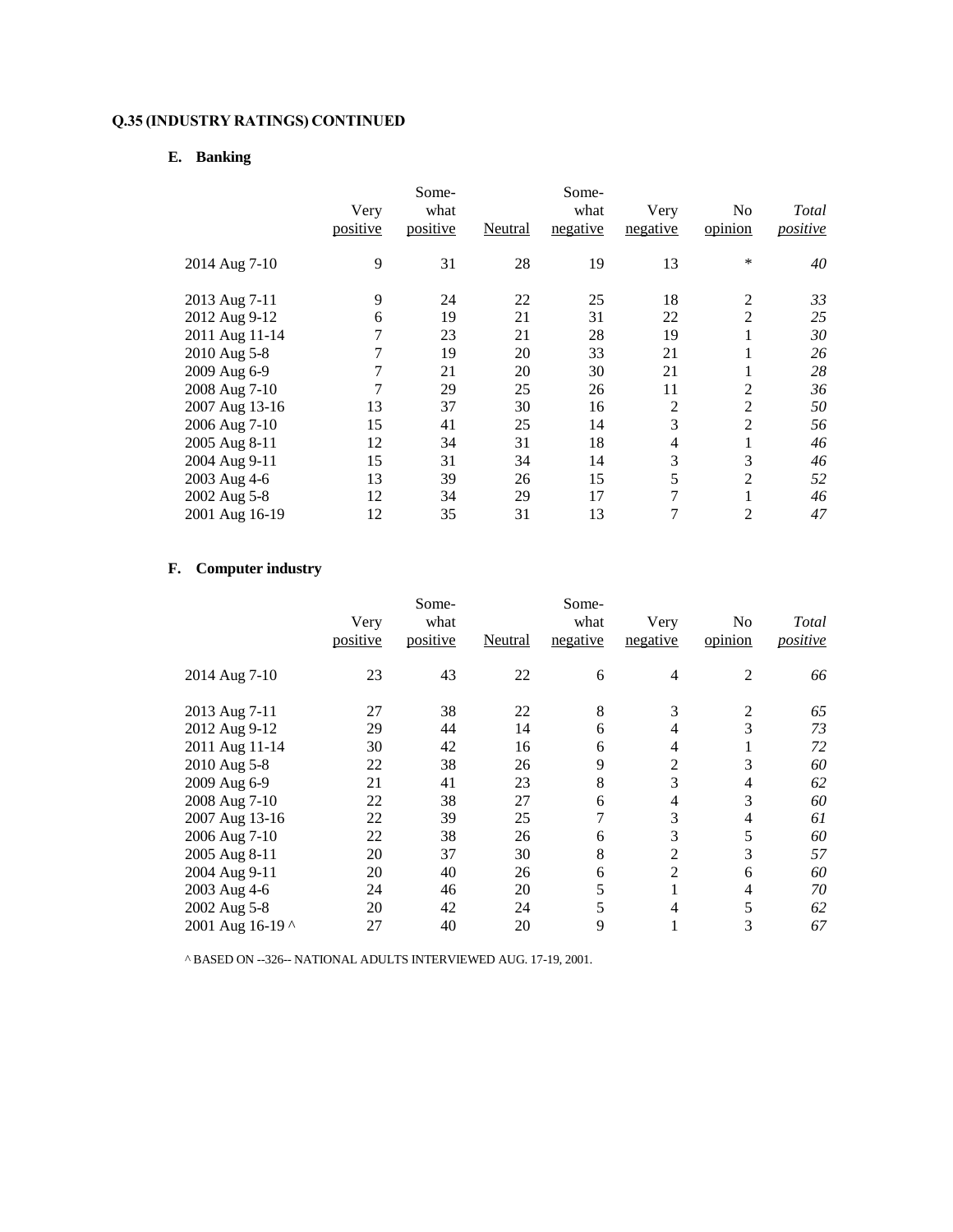**Q.35 (INDUSTRY RATINGS) CONTINUED**

**E. Banking**

| | Very positive | Some-what positive | Neutral | Some-what negative | Very negative | No opinion | *Total positive* |
|---|---|---|---|---|---|---|---|
| 2014 Aug 7-10 | 9 | 31 | 28 | 19 | 13 | * | *40* |
| 2013 Aug 7-11 | 9 | 24 | 22 | 25 | 18 | 2 | *33* |
| 2012 Aug 9-12 | 6 | 19 | 21 | 31 | 22 | 2 | *25* |
| 2011 Aug 11-14 | 7 | 23 | 21 | 28 | 19 | 1 | *30* |
| 2010 Aug 5-8 | 7 | 19 | 20 | 33 | 21 | 1 | *26* |
| 2009 Aug 6-9 | 7 | 21 | 20 | 30 | 21 | 1 | *28* |
| 2008 Aug 7-10 | 7 | 29 | 25 | 26 | 11 | 2 | *36* |
| 2007 Aug 13-16 | 13 | 37 | 30 | 16 | 2 | 2 | *50* |
| 2006 Aug 7-10 | 15 | 41 | 25 | 14 | 3 | 2 | *56* |
| 2005 Aug 8-11 | 12 | 34 | 31 | 18 | 4 | 1 | *46* |
| 2004 Aug 9-11 | 15 | 31 | 34 | 14 | 3 | 3 | *46* |
| 2003 Aug 4-6 | 13 | 39 | 26 | 15 | 5 | 2 | *52* |
| 2002 Aug 5-8 | 12 | 34 | 29 | 17 | 7 | 1 | *46* |
| 2001 Aug 16-19 | 12 | 35 | 31 | 13 | 7 | 2 | *47* |

**F. Computer industry**

| | Very positive | Some-what positive | Neutral | Some-what negative | Very negative | No opinion | *Total positive* |
|---|---|---|---|---|---|---|---|
| 2014 Aug 7-10 | 23 | 43 | 22 | 6 | 4 | 2 | *66* |
| 2013 Aug 7-11 | 27 | 38 | 22 | 8 | 3 | 2 | *65* |
| 2012 Aug 9-12 | 29 | 44 | 14 | 6 | 4 | 3 | *73* |
| 2011 Aug 11-14 | 30 | 42 | 16 | 6 | 4 | 1 | *72* |
| 2010 Aug 5-8 | 22 | 38 | 26 | 9 | 2 | 3 | *60* |
| 2009 Aug 6-9 | 21 | 41 | 23 | 8 | 3 | 4 | *62* |
| 2008 Aug 7-10 | 22 | 38 | 27 | 6 | 4 | 3 | *60* |
| 2007 Aug 13-16 | 22 | 39 | 25 | 7 | 3 | 4 | *61* |
| 2006 Aug 7-10 | 22 | 38 | 26 | 6 | 3 | 5 | *60* |
| 2005 Aug 8-11 | 20 | 37 | 30 | 8 | 2 | 3 | *57* |
| 2004 Aug 9-11 | 20 | 40 | 26 | 6 | 2 | 6 | *60* |
| 2003 Aug 4-6 | 24 | 46 | 20 | 5 | 1 | 4 | *70* |
| 2002 Aug 5-8 | 20 | 42 | 24 | 5 | 4 | 5 | *62* |
| 2001 Aug 16-19 ^ | 27 | 40 | 20 | 9 | 1 | 3 | *67* |

^ BASED ON --326-- NATIONAL ADULTS INTERVIEWED AUG. 17-19, 2001.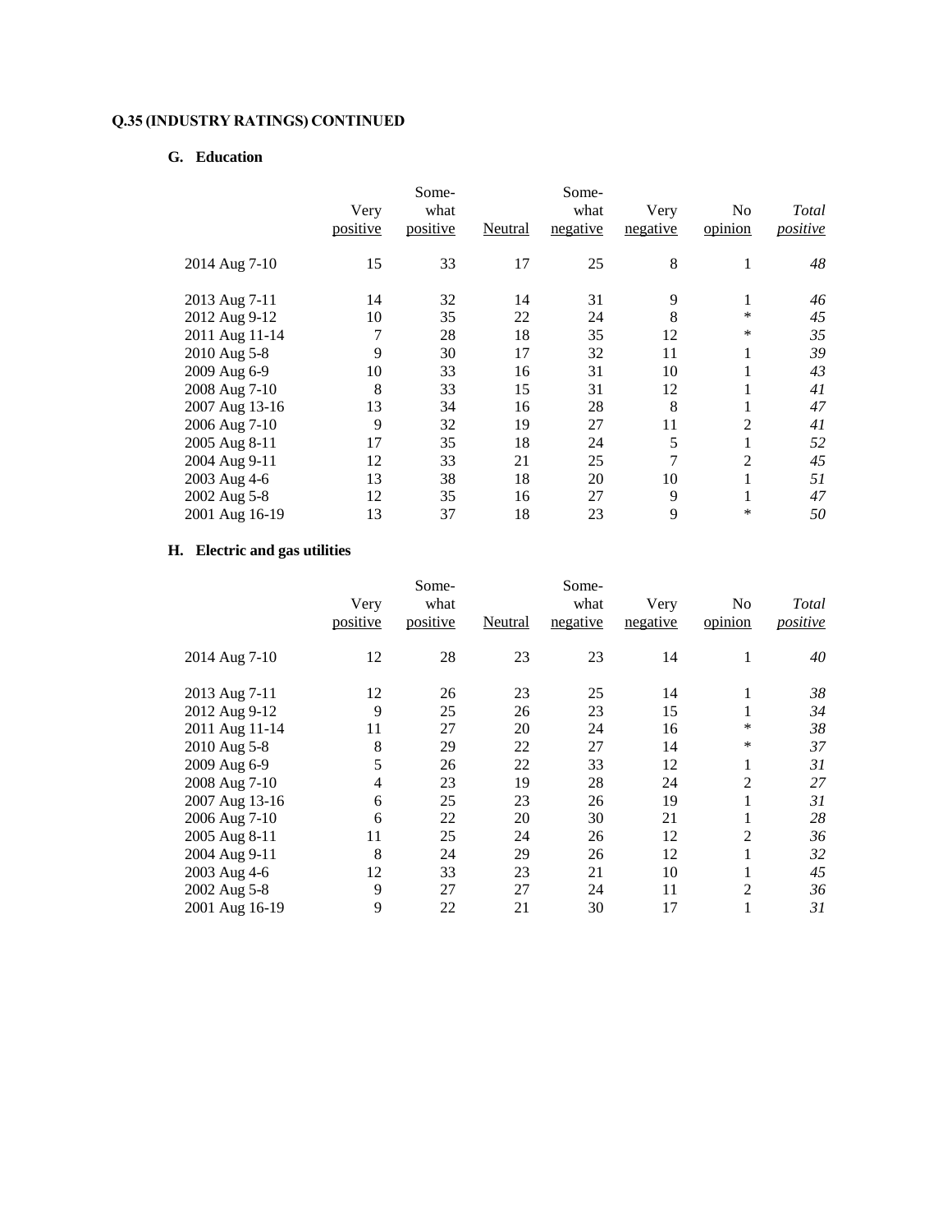**Q.35 (INDUSTRY RATINGS) CONTINUED**

**G. Education**

| | Very positive | Somewhat positive | Neutral | Somewhat negative | Very negative | No opinion | *Total positive* |
|---|---|---|---|---|---|---|---|
| 2014 Aug 7-10 | 15 | 33 | 17 | 25 | 8 | 1 | *48* |
| 2013 Aug 7-11 | 14 | 32 | 14 | 31 | 9 | 1 | *46* |
| 2012 Aug 9-12 | 10 | 35 | 22 | 24 | 8 | * | *45* |
| 2011 Aug 11-14 | 7 | 28 | 18 | 35 | 12 | * | *35* |
| 2010 Aug 5-8 | 9 | 30 | 17 | 32 | 11 | 1 | *39* |
| 2009 Aug 6-9 | 10 | 33 | 16 | 31 | 10 | 1 | *43* |
| 2008 Aug 7-10 | 8 | 33 | 15 | 31 | 12 | 1 | *41* |
| 2007 Aug 13-16 | 13 | 34 | 16 | 28 | 8 | 1 | *47* |
| 2006 Aug 7-10 | 9 | 32 | 19 | 27 | 11 | 2 | *41* |
| 2005 Aug 8-11 | 17 | 35 | 18 | 24 | 5 | 1 | *52* |
| 2004 Aug 9-11 | 12 | 33 | 21 | 25 | 7 | 2 | *45* |
| 2003 Aug 4-6 | 13 | 38 | 18 | 20 | 10 | 1 | *51* |
| 2002 Aug 5-8 | 12 | 35 | 16 | 27 | 9 | 1 | *47* |
| 2001 Aug 16-19 | 13 | 37 | 18 | 23 | 9 | * | *50* |

**H. Electric and gas utilities**

| | Very positive | Somewhat positive | Neutral | Somewhat negative | Very negative | No opinion | *Total positive* |
|---|---|---|---|---|---|---|---|
| 2014 Aug 7-10 | 12 | 28 | 23 | 23 | 14 | 1 | *40* |
| 2013 Aug 7-11 | 12 | 26 | 23 | 25 | 14 | 1 | *38* |
| 2012 Aug 9-12 | 9 | 25 | 26 | 23 | 15 | 1 | *34* |
| 2011 Aug 11-14 | 11 | 27 | 20 | 24 | 16 | * | *38* |
| 2010 Aug 5-8 | 8 | 29 | 22 | 27 | 14 | * | *37* |
| 2009 Aug 6-9 | 5 | 26 | 22 | 33 | 12 | 1 | *31* |
| 2008 Aug 7-10 | 4 | 23 | 19 | 28 | 24 | 2 | *27* |
| 2007 Aug 13-16 | 6 | 25 | 23 | 26 | 19 | 1 | *31* |
| 2006 Aug 7-10 | 6 | 22 | 20 | 30 | 21 | 1 | *28* |
| 2005 Aug 8-11 | 11 | 25 | 24 | 26 | 12 | 2 | *36* |
| 2004 Aug 9-11 | 8 | 24 | 29 | 26 | 12 | 1 | *32* |
| 2003 Aug 4-6 | 12 | 33 | 23 | 21 | 10 | 1 | *45* |
| 2002 Aug 5-8 | 9 | 27 | 27 | 24 | 11 | 2 | *36* |
| 2001 Aug 16-19 | 9 | 22 | 21 | 30 | 17 | 1 | *31* |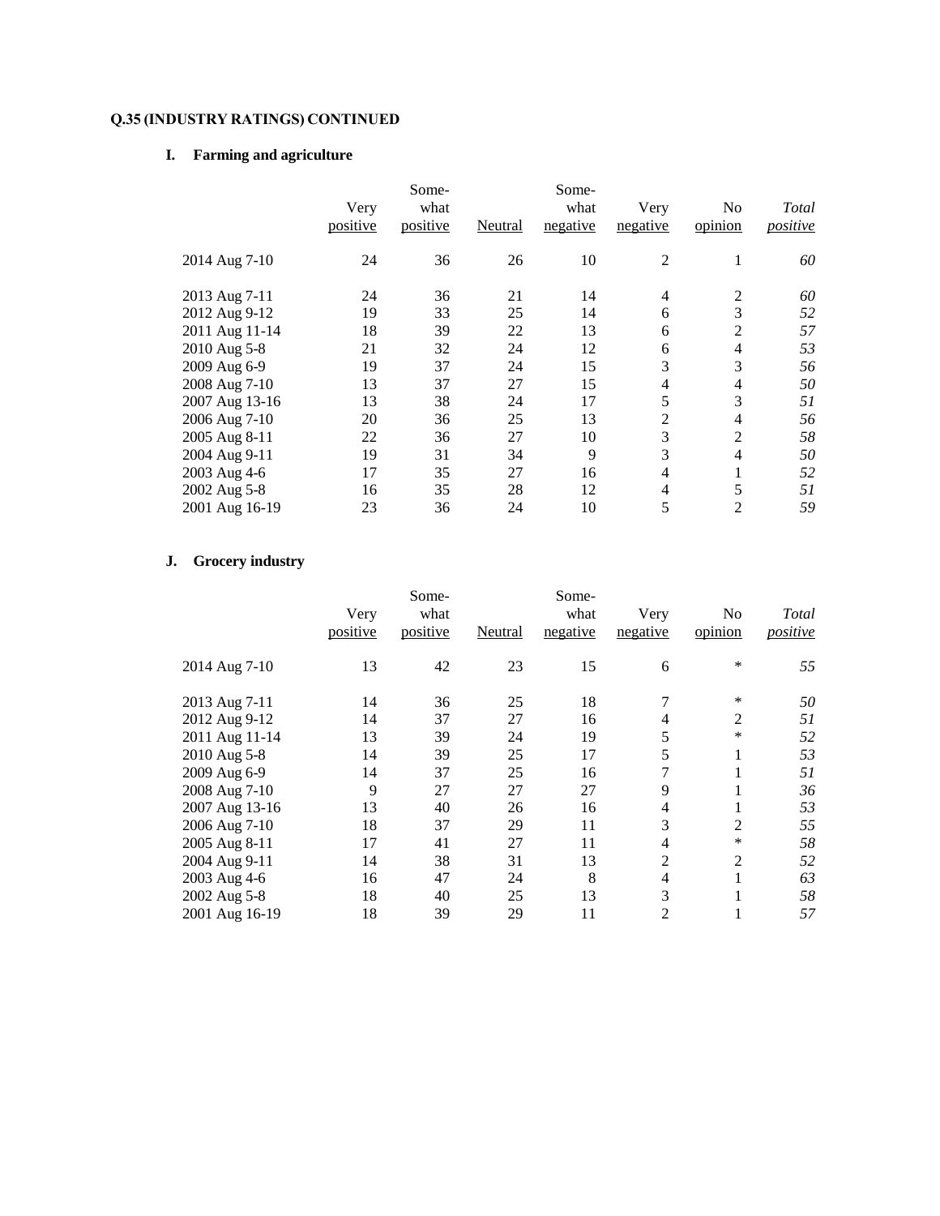**Q.35 (INDUSTRY RATINGS) CONTINUED**

**I. Farming and agriculture**

| | Very positive | Some-what positive | Neutral | Some-what negative | Very negative | No opinion | *Total positive* |
|---|---|---|---|---|---|---|---|
| 2014 Aug 7-10 | 24 | 36 | 26 | 10 | 2 | 1 | *60* |
| 2013 Aug 7-11 | 24 | 36 | 21 | 14 | 4 | 2 | *60* |
| 2012 Aug 9-12 | 19 | 33 | 25 | 14 | 6 | 3 | *52* |
| 2011 Aug 11-14 | 18 | 39 | 22 | 13 | 6 | 2 | *57* |
| 2010 Aug 5-8 | 21 | 32 | 24 | 12 | 6 | 4 | *53* |
| 2009 Aug 6-9 | 19 | 37 | 24 | 15 | 3 | 3 | *56* |
| 2008 Aug 7-10 | 13 | 37 | 27 | 15 | 4 | 4 | *50* |
| 2007 Aug 13-16 | 13 | 38 | 24 | 17 | 5 | 3 | *51* |
| 2006 Aug 7-10 | 20 | 36 | 25 | 13 | 2 | 4 | *56* |
| 2005 Aug 8-11 | 22 | 36 | 27 | 10 | 3 | 2 | *58* |
| 2004 Aug 9-11 | 19 | 31 | 34 | 9 | 3 | 4 | *50* |
| 2003 Aug 4-6 | 17 | 35 | 27 | 16 | 4 | 1 | *52* |
| 2002 Aug 5-8 | 16 | 35 | 28 | 12 | 4 | 5 | *51* |
| 2001 Aug 16-19 | 23 | 36 | 24 | 10 | 5 | 2 | *59* |

**J. Grocery industry**

| | Very positive | Some-what positive | Neutral | Some-what negative | Very negative | No opinion | *Total positive* |
|---|---|---|---|---|---|---|---|
| 2014 Aug 7-10 | 13 | 42 | 23 | 15 | 6 | * | *55* |
| 2013 Aug 7-11 | 14 | 36 | 25 | 18 | 7 | * | *50* |
| 2012 Aug 9-12 | 14 | 37 | 27 | 16 | 4 | 2 | *51* |
| 2011 Aug 11-14 | 13 | 39 | 24 | 19 | 5 | * | *52* |
| 2010 Aug 5-8 | 14 | 39 | 25 | 17 | 5 | 1 | *53* |
| 2009 Aug 6-9 | 14 | 37 | 25 | 16 | 7 | 1 | *51* |
| 2008 Aug 7-10 | 9 | 27 | 27 | 27 | 9 | 1 | *36* |
| 2007 Aug 13-16 | 13 | 40 | 26 | 16 | 4 | 1 | *53* |
| 2006 Aug 7-10 | 18 | 37 | 29 | 11 | 3 | 2 | *55* |
| 2005 Aug 8-11 | 17 | 41 | 27 | 11 | 4 | * | *58* |
| 2004 Aug 9-11 | 14 | 38 | 31 | 13 | 2 | 2 | *52* |
| 2003 Aug 4-6 | 16 | 47 | 24 | 8 | 4 | 1 | *63* |
| 2002 Aug 5-8 | 18 | 40 | 25 | 13 | 3 | 1 | *58* |
| 2001 Aug 16-19 | 18 | 39 | 29 | 11 | 2 | 1 | *57* |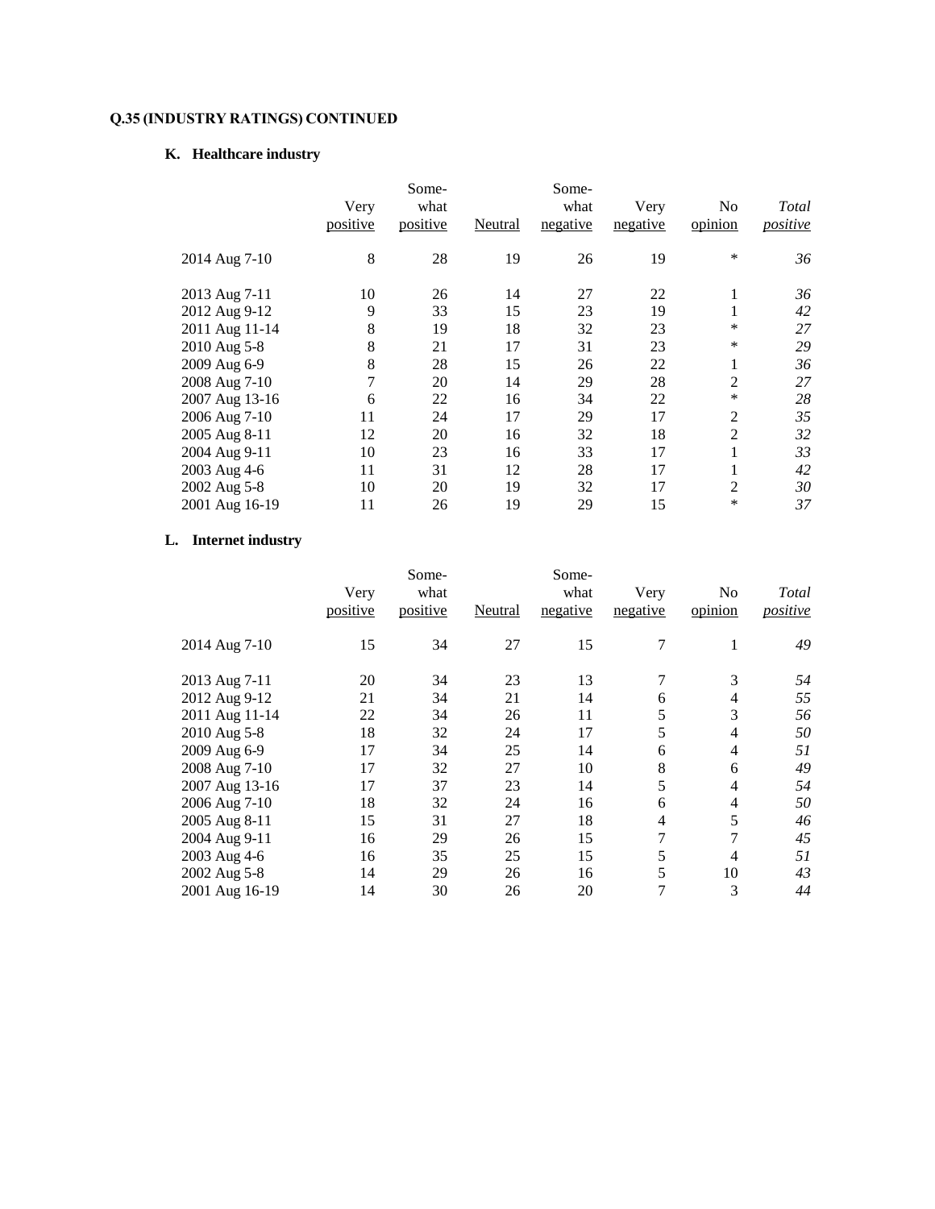**Q.35 (INDUSTRY RATINGS) CONTINUED**

**K. Healthcare industry**

| | Very positive | Some-what positive | Neutral | Some-what negative | Very negative | No opinion | *Total positive* |
|---|---|---|---|---|---|---|---|
| 2014 Aug 7-10 | 8 | 28 | 19 | 26 | 19 | * | *36* |
| 2013 Aug 7-11 | 10 | 26 | 14 | 27 | 22 | 1 | *36* |
| 2012 Aug 9-12 | 9 | 33 | 15 | 23 | 19 | 1 | *42* |
| 2011 Aug 11-14 | 8 | 19 | 18 | 32 | 23 | * | *27* |
| 2010 Aug 5-8 | 8 | 21 | 17 | 31 | 23 | * | *29* |
| 2009 Aug 6-9 | 8 | 28 | 15 | 26 | 22 | 1 | *36* |
| 2008 Aug 7-10 | 7 | 20 | 14 | 29 | 28 | 2 | *27* |
| 2007 Aug 13-16 | 6 | 22 | 16 | 34 | 22 | * | *28* |
| 2006 Aug 7-10 | 11 | 24 | 17 | 29 | 17 | 2 | *35* |
| 2005 Aug 8-11 | 12 | 20 | 16 | 32 | 18 | 2 | *32* |
| 2004 Aug 9-11 | 10 | 23 | 16 | 33 | 17 | 1 | *33* |
| 2003 Aug 4-6 | 11 | 31 | 12 | 28 | 17 | 1 | *42* |
| 2002 Aug 5-8 | 10 | 20 | 19 | 32 | 17 | 2 | *30* |
| 2001 Aug 16-19 | 11 | 26 | 19 | 29 | 15 | * | *37* |

**L. Internet industry**

| | Very positive | Some-what positive | Neutral | Some-what negative | Very negative | No opinion | *Total positive* |
|---|---|---|---|---|---|---|---|
| 2014 Aug 7-10 | 15 | 34 | 27 | 15 | 7 | 1 | *49* |
| 2013 Aug 7-11 | 20 | 34 | 23 | 13 | 7 | 3 | *54* |
| 2012 Aug 9-12 | 21 | 34 | 21 | 14 | 6 | 4 | *55* |
| 2011 Aug 11-14 | 22 | 34 | 26 | 11 | 5 | 3 | *56* |
| 2010 Aug 5-8 | 18 | 32 | 24 | 17 | 5 | 4 | *50* |
| 2009 Aug 6-9 | 17 | 34 | 25 | 14 | 6 | 4 | *51* |
| 2008 Aug 7-10 | 17 | 32 | 27 | 10 | 8 | 6 | *49* |
| 2007 Aug 13-16 | 17 | 37 | 23 | 14 | 5 | 4 | *54* |
| 2006 Aug 7-10 | 18 | 32 | 24 | 16 | 6 | 4 | *50* |
| 2005 Aug 8-11 | 15 | 31 | 27 | 18 | 4 | 5 | *46* |
| 2004 Aug 9-11 | 16 | 29 | 26 | 15 | 7 | 7 | *45* |
| 2003 Aug 4-6 | 16 | 35 | 25 | 15 | 5 | 4 | *51* |
| 2002 Aug 5-8 | 14 | 29 | 26 | 16 | 5 | 10 | *43* |
| 2001 Aug 16-19 | 14 | 30 | 26 | 20 | 7 | 3 | *44* |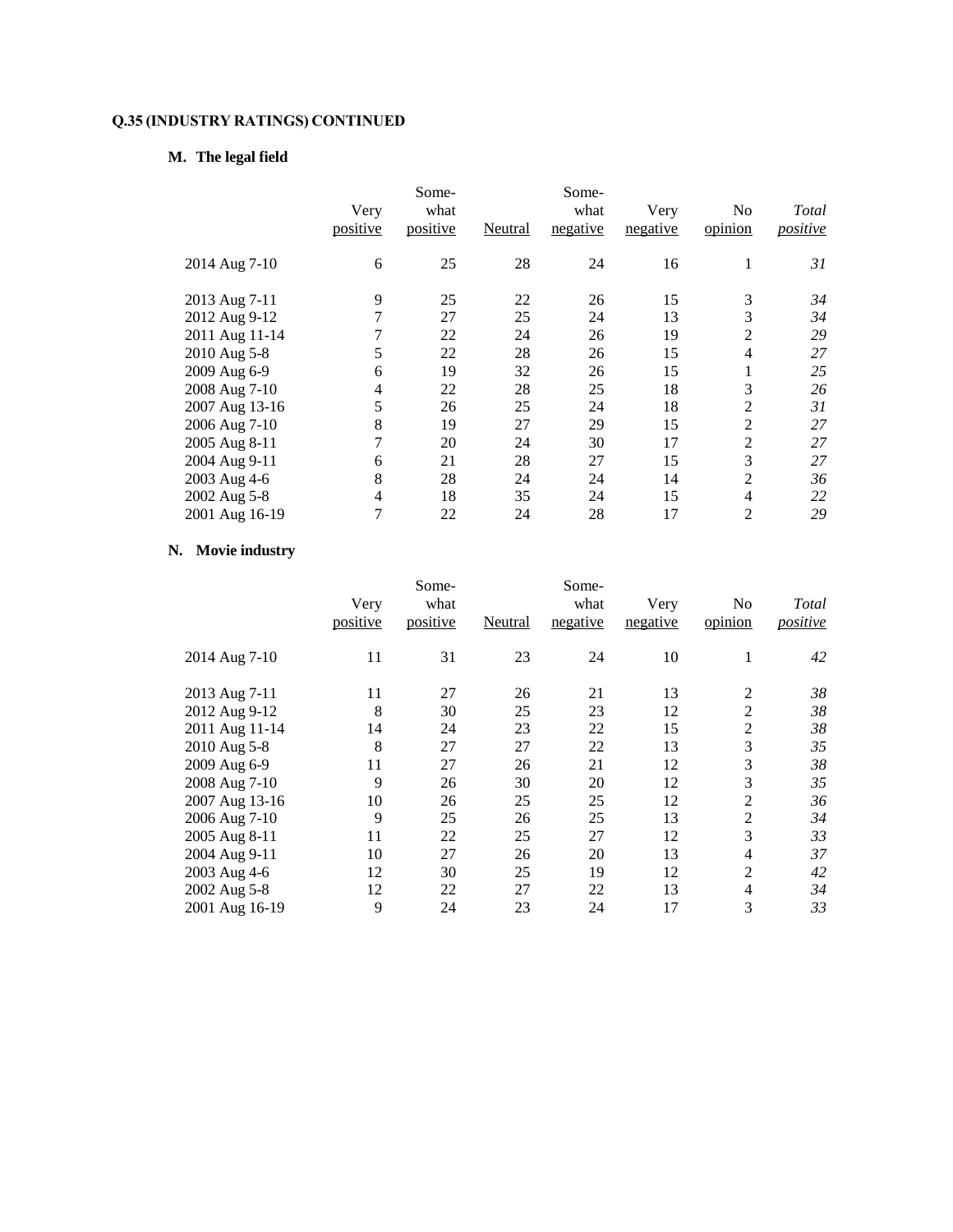**Q.35 (INDUSTRY RATINGS) CONTINUED**

**M. The legal field**

| | Very positive | Somewhat positive | Neutral | Somewhat negative | Very negative | No opinion | *Total positive* |
|---|---|---|---|---|---|---|---|
| 2014 Aug 7-10 | 6 | 25 | 28 | 24 | 16 | 1 | *31* |
| 2013 Aug 7-11 | 9 | 25 | 22 | 26 | 15 | 3 | *34* |
| 2012 Aug 9-12 | 7 | 27 | 25 | 24 | 13 | 3 | *34* |
| 2011 Aug 11-14 | 7 | 22 | 24 | 26 | 19 | 2 | *29* |
| 2010 Aug 5-8 | 5 | 22 | 28 | 26 | 15 | 4 | *27* |
| 2009 Aug 6-9 | 6 | 19 | 32 | 26 | 15 | 1 | *25* |
| 2008 Aug 7-10 | 4 | 22 | 28 | 25 | 18 | 3 | *26* |
| 2007 Aug 13-16 | 5 | 26 | 25 | 24 | 18 | 2 | *31* |
| 2006 Aug 7-10 | 8 | 19 | 27 | 29 | 15 | 2 | *27* |
| 2005 Aug 8-11 | 7 | 20 | 24 | 30 | 17 | 2 | *27* |
| 2004 Aug 9-11 | 6 | 21 | 28 | 27 | 15 | 3 | *27* |
| 2003 Aug 4-6 | 8 | 28 | 24 | 24 | 14 | 2 | *36* |
| 2002 Aug 5-8 | 4 | 18 | 35 | 24 | 15 | 4 | *22* |
| 2001 Aug 16-19 | 7 | 22 | 24 | 28 | 17 | 2 | *29* |

**N. Movie industry**

| | Very positive | Somewhat positive | Neutral | Somewhat negative | Very negative | No opinion | *Total positive* |
|---|---|---|---|---|---|---|---|
| 2014 Aug 7-10 | 11 | 31 | 23 | 24 | 10 | 1 | *42* |
| 2013 Aug 7-11 | 11 | 27 | 26 | 21 | 13 | 2 | *38* |
| 2012 Aug 9-12 | 8 | 30 | 25 | 23 | 12 | 2 | *38* |
| 2011 Aug 11-14 | 14 | 24 | 23 | 22 | 15 | 2 | *38* |
| 2010 Aug 5-8 | 8 | 27 | 27 | 22 | 13 | 3 | *35* |
| 2009 Aug 6-9 | 11 | 27 | 26 | 21 | 12 | 3 | *38* |
| 2008 Aug 7-10 | 9 | 26 | 30 | 20 | 12 | 3 | *35* |
| 2007 Aug 13-16 | 10 | 26 | 25 | 25 | 12 | 2 | *36* |
| 2006 Aug 7-10 | 9 | 25 | 26 | 25 | 13 | 2 | *34* |
| 2005 Aug 8-11 | 11 | 22 | 25 | 27 | 12 | 3 | *33* |
| 2004 Aug 9-11 | 10 | 27 | 26 | 20 | 13 | 4 | *37* |
| 2003 Aug 4-6 | 12 | 30 | 25 | 19 | 12 | 2 | *42* |
| 2002 Aug 5-8 | 12 | 22 | 27 | 22 | 13 | 4 | *34* |
| 2001 Aug 16-19 | 9 | 24 | 23 | 24 | 17 | 3 | *33* |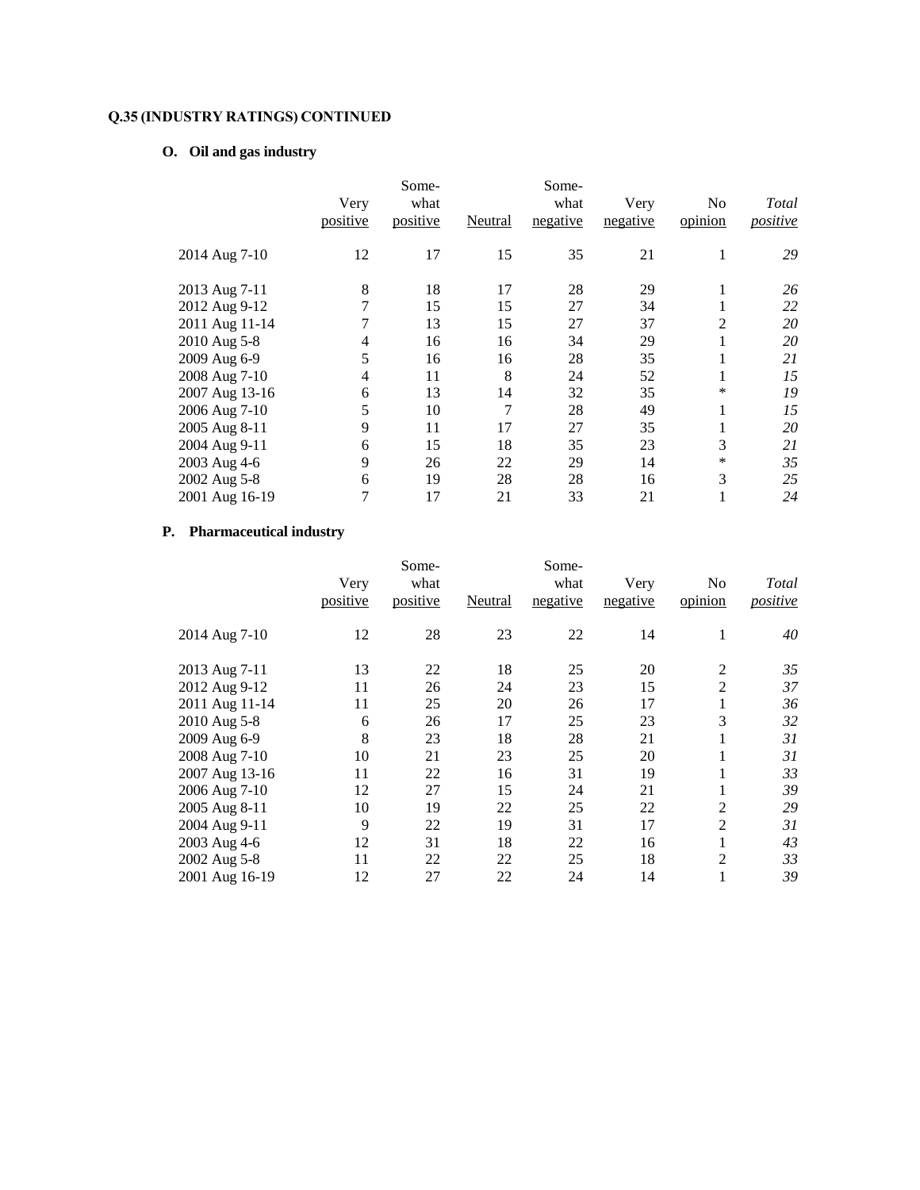**Q.35 (INDUSTRY RATINGS) CONTINUED**

**O. Oil and gas industry**

| | Very positive | Somewhat positive | Neutral | Somewhat negative | Very negative | No opinion | *Total positive* |
|---|---|---|---|---|---|---|---|
| 2014 Aug 7-10 | 12 | 17 | 15 | 35 | 21 | 1 | *29* |
| 2013 Aug 7-11 | 8 | 18 | 17 | 28 | 29 | 1 | *26* |
| 2012 Aug 9-12 | 7 | 15 | 15 | 27 | 34 | 1 | *22* |
| 2011 Aug 11-14 | 7 | 13 | 15 | 27 | 37 | 2 | *20* |
| 2010 Aug 5-8 | 4 | 16 | 16 | 34 | 29 | 1 | *20* |
| 2009 Aug 6-9 | 5 | 16 | 16 | 28 | 35 | 1 | *21* |
| 2008 Aug 7-10 | 4 | 11 | 8 | 24 | 52 | 1 | *15* |
| 2007 Aug 13-16 | 6 | 13 | 14 | 32 | 35 | * | *19* |
| 2006 Aug 7-10 | 5 | 10 | 7 | 28 | 49 | 1 | *15* |
| 2005 Aug 8-11 | 9 | 11 | 17 | 27 | 35 | 1 | *20* |
| 2004 Aug 9-11 | 6 | 15 | 18 | 35 | 23 | 3 | *21* |
| 2003 Aug 4-6 | 9 | 26 | 22 | 29 | 14 | * | *35* |
| 2002 Aug 5-8 | 6 | 19 | 28 | 28 | 16 | 3 | *25* |
| 2001 Aug 16-19 | 7 | 17 | 21 | 33 | 21 | 1 | *24* |

**P. Pharmaceutical industry**

| | Very positive | Somewhat positive | Neutral | Somewhat negative | Very negative | No opinion | *Total positive* |
|---|---|---|---|---|---|---|---|
| 2014 Aug 7-10 | 12 | 28 | 23 | 22 | 14 | 1 | *40* |
| 2013 Aug 7-11 | 13 | 22 | 18 | 25 | 20 | 2 | *35* |
| 2012 Aug 9-12 | 11 | 26 | 24 | 23 | 15 | 2 | *37* |
| 2011 Aug 11-14 | 11 | 25 | 20 | 26 | 17 | 1 | *36* |
| 2010 Aug 5-8 | 6 | 26 | 17 | 25 | 23 | 3 | *32* |
| 2009 Aug 6-9 | 8 | 23 | 18 | 28 | 21 | 1 | *31* |
| 2008 Aug 7-10 | 10 | 21 | 23 | 25 | 20 | 1 | *31* |
| 2007 Aug 13-16 | 11 | 22 | 16 | 31 | 19 | 1 | *33* |
| 2006 Aug 7-10 | 12 | 27 | 15 | 24 | 21 | 1 | *39* |
| 2005 Aug 8-11 | 10 | 19 | 22 | 25 | 22 | 2 | *29* |
| 2004 Aug 9-11 | 9 | 22 | 19 | 31 | 17 | 2 | *31* |
| 2003 Aug 4-6 | 12 | 31 | 18 | 22 | 16 | 1 | *43* |
| 2002 Aug 5-8 | 11 | 22 | 22 | 25 | 18 | 2 | *33* |
| 2001 Aug 16-19 | 12 | 27 | 22 | 24 | 14 | 1 | *39* |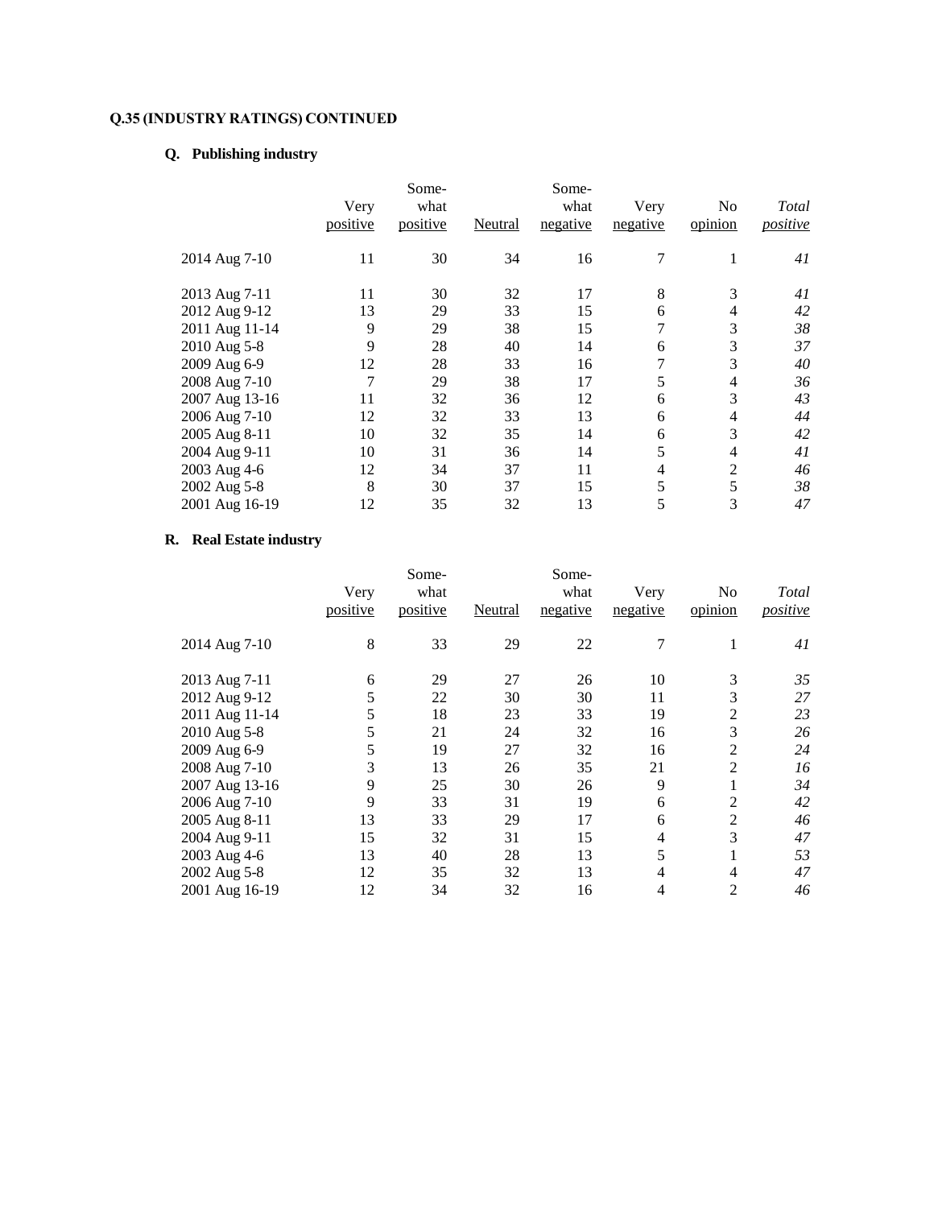**Q.35 (INDUSTRY RATINGS) CONTINUED**

**Q. Publishing industry**

| | Very positive | Some-what positive | Neutral | Some-what negative | Very negative | No opinion | *Total positive* |
|---|---|---|---|---|---|---|---|
| 2014 Aug 7-10 | 11 | 30 | 34 | 16 | 7 | 1 | *41* |
| 2013 Aug 7-11 | 11 | 30 | 32 | 17 | 8 | 3 | *41* |
| 2012 Aug 9-12 | 13 | 29 | 33 | 15 | 6 | 4 | *42* |
| 2011 Aug 11-14 | 9 | 29 | 38 | 15 | 7 | 3 | *38* |
| 2010 Aug 5-8 | 9 | 28 | 40 | 14 | 6 | 3 | *37* |
| 2009 Aug 6-9 | 12 | 28 | 33 | 16 | 7 | 3 | *40* |
| 2008 Aug 7-10 | 7 | 29 | 38 | 17 | 5 | 4 | *36* |
| 2007 Aug 13-16 | 11 | 32 | 36 | 12 | 6 | 3 | *43* |
| 2006 Aug 7-10 | 12 | 32 | 33 | 13 | 6 | 4 | *44* |
| 2005 Aug 8-11 | 10 | 32 | 35 | 14 | 6 | 3 | *42* |
| 2004 Aug 9-11 | 10 | 31 | 36 | 14 | 5 | 4 | *41* |
| 2003 Aug 4-6 | 12 | 34 | 37 | 11 | 4 | 2 | *46* |
| 2002 Aug 5-8 | 8 | 30 | 37 | 15 | 5 | 5 | *38* |
| 2001 Aug 16-19 | 12 | 35 | 32 | 13 | 5 | 3 | *47* |

**R. Real Estate industry**

| | Very positive | Some-what positive | Neutral | Some-what negative | Very negative | No opinion | *Total positive* |
|---|---|---|---|---|---|---|---|
| 2014 Aug 7-10 | 8 | 33 | 29 | 22 | 7 | 1 | *41* |
| 2013 Aug 7-11 | 6 | 29 | 27 | 26 | 10 | 3 | *35* |
| 2012 Aug 9-12 | 5 | 22 | 30 | 30 | 11 | 3 | *27* |
| 2011 Aug 11-14 | 5 | 18 | 23 | 33 | 19 | 2 | *23* |
| 2010 Aug 5-8 | 5 | 21 | 24 | 32 | 16 | 3 | *26* |
| 2009 Aug 6-9 | 5 | 19 | 27 | 32 | 16 | 2 | *24* |
| 2008 Aug 7-10 | 3 | 13 | 26 | 35 | 21 | 2 | *16* |
| 2007 Aug 13-16 | 9 | 25 | 30 | 26 | 9 | 1 | *34* |
| 2006 Aug 7-10 | 9 | 33 | 31 | 19 | 6 | 2 | *42* |
| 2005 Aug 8-11 | 13 | 33 | 29 | 17 | 6 | 2 | *46* |
| 2004 Aug 9-11 | 15 | 32 | 31 | 15 | 4 | 3 | *47* |
| 2003 Aug 4-6 | 13 | 40 | 28 | 13 | 5 | 1 | *53* |
| 2002 Aug 5-8 | 12 | 35 | 32 | 13 | 4 | 4 | *47* |
| 2001 Aug 16-19 | 12 | 34 | 32 | 16 | 4 | 2 | *46* |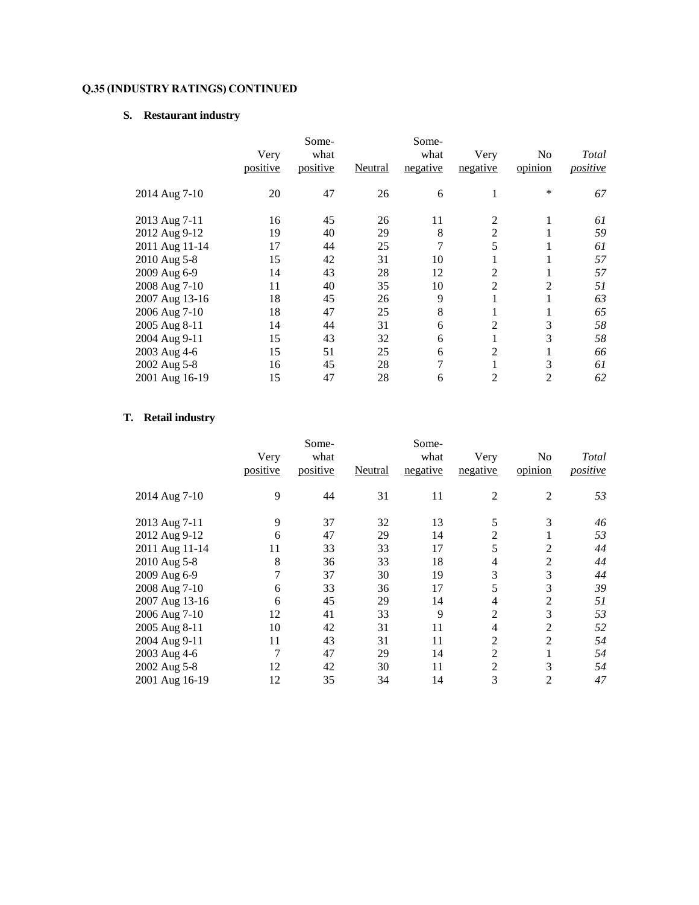**Q.35 (INDUSTRY RATINGS) CONTINUED**

**S. Restaurant industry**

| | Very positive | Somewhat positive | Neutral | Somewhat negative | Very negative | No opinion | *Total positive* |
|---|---|---|---|---|---|---|---|
| 2014 Aug 7-10 | 20 | 47 | 26 | 6 | 1 | * | *67* |
| 2013 Aug 7-11 | 16 | 45 | 26 | 11 | 2 | 1 | *61* |
| 2012 Aug 9-12 | 19 | 40 | 29 | 8 | 2 | 1 | *59* |
| 2011 Aug 11-14 | 17 | 44 | 25 | 7 | 5 | 1 | *61* |
| 2010 Aug 5-8 | 15 | 42 | 31 | 10 | 1 | 1 | *57* |
| 2009 Aug 6-9 | 14 | 43 | 28 | 12 | 2 | 1 | *57* |
| 2008 Aug 7-10 | 11 | 40 | 35 | 10 | 2 | 2 | *51* |
| 2007 Aug 13-16 | 18 | 45 | 26 | 9 | 1 | 1 | *63* |
| 2006 Aug 7-10 | 18 | 47 | 25 | 8 | 1 | 1 | *65* |
| 2005 Aug 8-11 | 14 | 44 | 31 | 6 | 2 | 3 | *58* |
| 2004 Aug 9-11 | 15 | 43 | 32 | 6 | 1 | 3 | *58* |
| 2003 Aug 4-6 | 15 | 51 | 25 | 6 | 2 | 1 | *66* |
| 2002 Aug 5-8 | 16 | 45 | 28 | 7 | 1 | 3 | *61* |
| 2001 Aug 16-19 | 15 | 47 | 28 | 6 | 2 | 2 | *62* |

**T. Retail industry**

| | Very positive | Somewhat positive | Neutral | Somewhat negative | Very negative | No opinion | *Total positive* |
|---|---|---|---|---|---|---|---|
| 2014 Aug 7-10 | 9 | 44 | 31 | 11 | 2 | 2 | *53* |
| 2013 Aug 7-11 | 9 | 37 | 32 | 13 | 5 | 3 | *46* |
| 2012 Aug 9-12 | 6 | 47 | 29 | 14 | 2 | 1 | *53* |
| 2011 Aug 11-14 | 11 | 33 | 33 | 17 | 5 | 2 | *44* |
| 2010 Aug 5-8 | 8 | 36 | 33 | 18 | 4 | 2 | *44* |
| 2009 Aug 6-9 | 7 | 37 | 30 | 19 | 3 | 3 | *44* |
| 2008 Aug 7-10 | 6 | 33 | 36 | 17 | 5 | 3 | *39* |
| 2007 Aug 13-16 | 6 | 45 | 29 | 14 | 4 | 2 | *51* |
| 2006 Aug 7-10 | 12 | 41 | 33 | 9 | 2 | 3 | *53* |
| 2005 Aug 8-11 | 10 | 42 | 31 | 11 | 4 | 2 | *52* |
| 2004 Aug 9-11 | 11 | 43 | 31 | 11 | 2 | 2 | *54* |
| 2003 Aug 4-6 | 7 | 47 | 29 | 14 | 2 | 1 | *54* |
| 2002 Aug 5-8 | 12 | 42 | 30 | 11 | 2 | 3 | *54* |
| 2001 Aug 16-19 | 12 | 35 | 34 | 14 | 3 | 2 | *47* |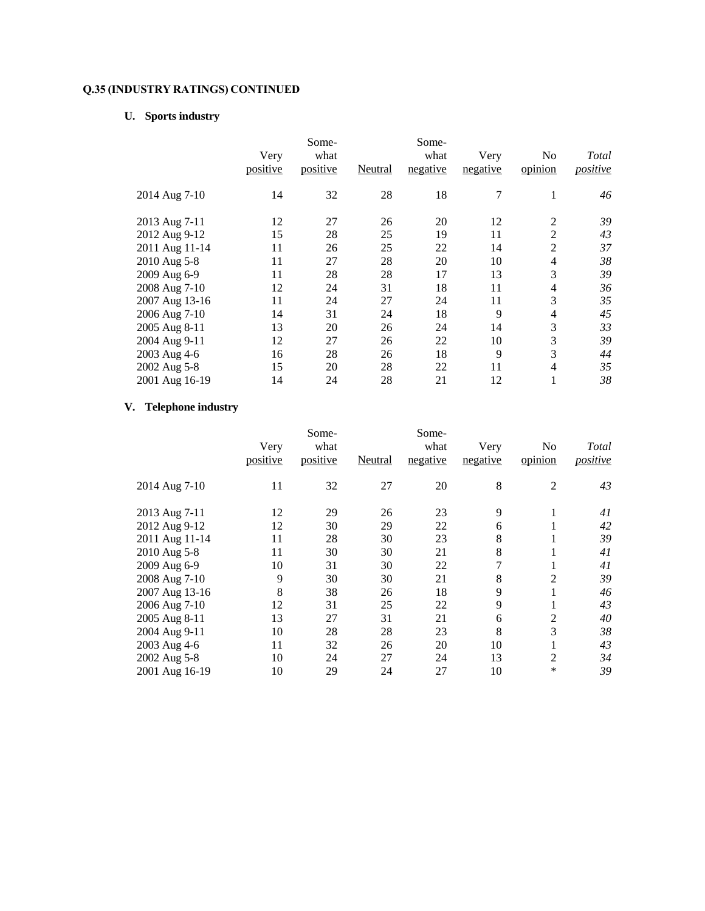**Q.35 (INDUSTRY RATINGS) CONTINUED**

**U. Sports industry**

| | Very positive | Somewhat positive | Neutral | Somewhat negative | Very negative | No opinion | *Total positive* |
|---|---|---|---|---|---|---|---|
| 2014 Aug 7-10 | 14 | 32 | 28 | 18 | 7 | 1 | *46* |
| 2013 Aug 7-11 | 12 | 27 | 26 | 20 | 12 | 2 | *39* |
| 2012 Aug 9-12 | 15 | 28 | 25 | 19 | 11 | 2 | *43* |
| 2011 Aug 11-14 | 11 | 26 | 25 | 22 | 14 | 2 | *37* |
| 2010 Aug 5-8 | 11 | 27 | 28 | 20 | 10 | 4 | *38* |
| 2009 Aug 6-9 | 11 | 28 | 28 | 17 | 13 | 3 | *39* |
| 2008 Aug 7-10 | 12 | 24 | 31 | 18 | 11 | 4 | *36* |
| 2007 Aug 13-16 | 11 | 24 | 27 | 24 | 11 | 3 | *35* |
| 2006 Aug 7-10 | 14 | 31 | 24 | 18 | 9 | 4 | *45* |
| 2005 Aug 8-11 | 13 | 20 | 26 | 24 | 14 | 3 | *33* |
| 2004 Aug 9-11 | 12 | 27 | 26 | 22 | 10 | 3 | *39* |
| 2003 Aug 4-6 | 16 | 28 | 26 | 18 | 9 | 3 | *44* |
| 2002 Aug 5-8 | 15 | 20 | 28 | 22 | 11 | 4 | *35* |
| 2001 Aug 16-19 | 14 | 24 | 28 | 21 | 12 | 1 | *38* |

**V. Telephone industry**

| | Very positive | Somewhat positive | Neutral | Somewhat negative | Very negative | No opinion | *Total positive* |
|---|---|---|---|---|---|---|---|
| 2014 Aug 7-10 | 11 | 32 | 27 | 20 | 8 | 2 | *43* |
| 2013 Aug 7-11 | 12 | 29 | 26 | 23 | 9 | 1 | *41* |
| 2012 Aug 9-12 | 12 | 30 | 29 | 22 | 6 | 1 | *42* |
| 2011 Aug 11-14 | 11 | 28 | 30 | 23 | 8 | 1 | *39* |
| 2010 Aug 5-8 | 11 | 30 | 30 | 21 | 8 | 1 | *41* |
| 2009 Aug 6-9 | 10 | 31 | 30 | 22 | 7 | 1 | *41* |
| 2008 Aug 7-10 | 9 | 30 | 30 | 21 | 8 | 2 | *39* |
| 2007 Aug 13-16 | 8 | 38 | 26 | 18 | 9 | 1 | *46* |
| 2006 Aug 7-10 | 12 | 31 | 25 | 22 | 9 | 1 | *43* |
| 2005 Aug 8-11 | 13 | 27 | 31 | 21 | 6 | 2 | *40* |
| 2004 Aug 9-11 | 10 | 28 | 28 | 23 | 8 | 3 | *38* |
| 2003 Aug 4-6 | 11 | 32 | 26 | 20 | 10 | 1 | *43* |
| 2002 Aug 5-8 | 10 | 24 | 27 | 24 | 13 | 2 | *34* |
| 2001 Aug 16-19 | 10 | 29 | 24 | 27 | 10 | * | *39* |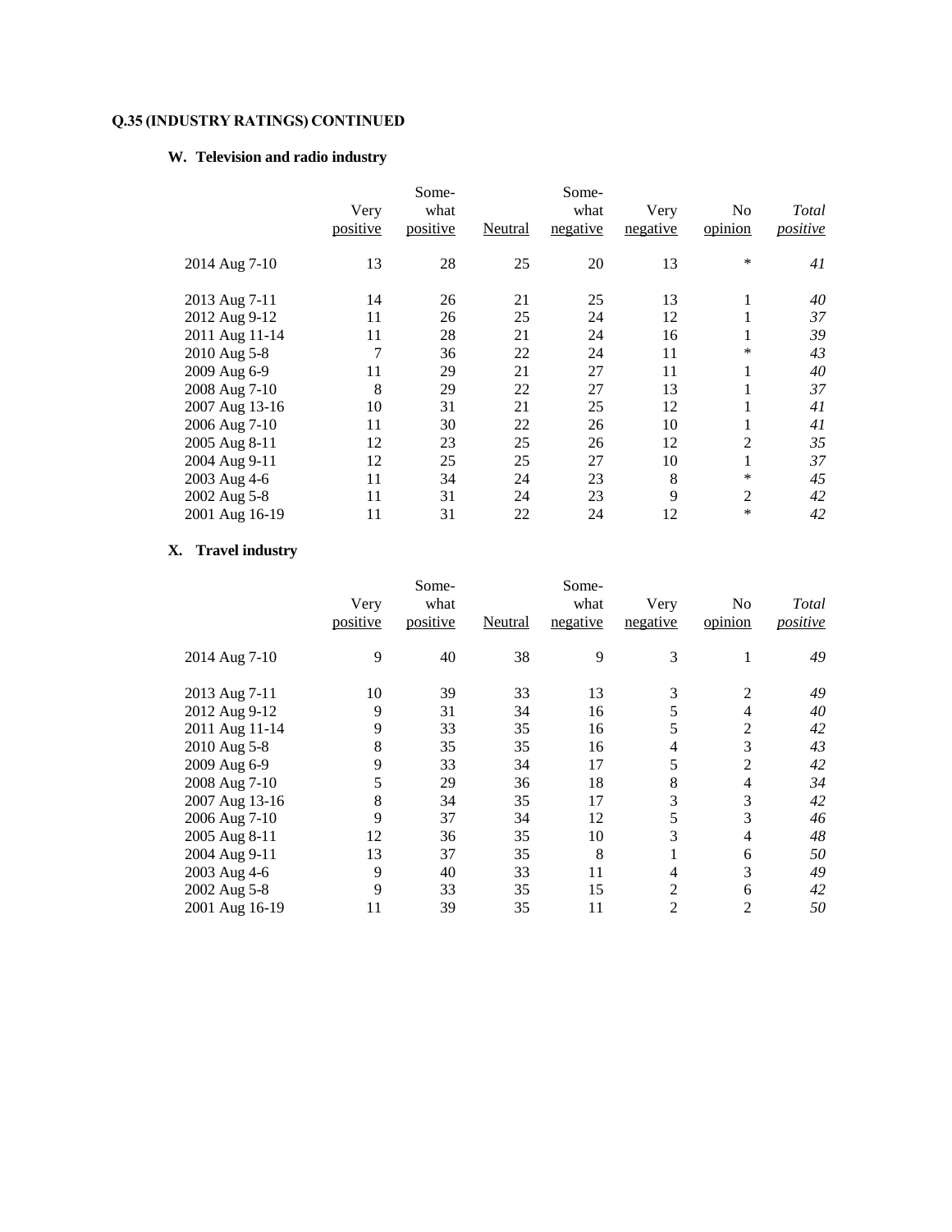**Q.35 (INDUSTRY RATINGS) CONTINUED**

**W. Television and radio industry**

| | Very positive | Somewhat positive | Neutral | Somewhat negative | Very negative | No opinion | *Total positive* |
|---|---|---|---|---|---|---|---|
| 2014 Aug 7-10 | 13 | 28 | 25 | 20 | 13 | * | *41* |
| 2013 Aug 7-11 | 14 | 26 | 21 | 25 | 13 | 1 | *40* |
| 2012 Aug 9-12 | 11 | 26 | 25 | 24 | 12 | 1 | *37* |
| 2011 Aug 11-14 | 11 | 28 | 21 | 24 | 16 | 1 | *39* |
| 2010 Aug 5-8 | 7 | 36 | 22 | 24 | 11 | * | *43* |
| 2009 Aug 6-9 | 11 | 29 | 21 | 27 | 11 | 1 | *40* |
| 2008 Aug 7-10 | 8 | 29 | 22 | 27 | 13 | 1 | *37* |
| 2007 Aug 13-16 | 10 | 31 | 21 | 25 | 12 | 1 | *41* |
| 2006 Aug 7-10 | 11 | 30 | 22 | 26 | 10 | 1 | *41* |
| 2005 Aug 8-11 | 12 | 23 | 25 | 26 | 12 | 2 | *35* |
| 2004 Aug 9-11 | 12 | 25 | 25 | 27 | 10 | 1 | *37* |
| 2003 Aug 4-6 | 11 | 34 | 24 | 23 | 8 | * | *45* |
| 2002 Aug 5-8 | 11 | 31 | 24 | 23 | 9 | 2 | *42* |
| 2001 Aug 16-19 | 11 | 31 | 22 | 24 | 12 | * | *42* |

**X. Travel industry**

| | Very positive | Somewhat positive | Neutral | Somewhat negative | Very negative | No opinion | *Total positive* |
|---|---|---|---|---|---|---|---|
| 2014 Aug 7-10 | 9 | 40 | 38 | 9 | 3 | 1 | *49* |
| 2013 Aug 7-11 | 10 | 39 | 33 | 13 | 3 | 2 | *49* |
| 2012 Aug 9-12 | 9 | 31 | 34 | 16 | 5 | 4 | *40* |
| 2011 Aug 11-14 | 9 | 33 | 35 | 16 | 5 | 2 | *42* |
| 2010 Aug 5-8 | 8 | 35 | 35 | 16 | 4 | 3 | *43* |
| 2009 Aug 6-9 | 9 | 33 | 34 | 17 | 5 | 2 | *42* |
| 2008 Aug 7-10 | 5 | 29 | 36 | 18 | 8 | 4 | *34* |
| 2007 Aug 13-16 | 8 | 34 | 35 | 17 | 3 | 3 | *42* |
| 2006 Aug 7-10 | 9 | 37 | 34 | 12 | 5 | 3 | *46* |
| 2005 Aug 8-11 | 12 | 36 | 35 | 10 | 3 | 4 | *48* |
| 2004 Aug 9-11 | 13 | 37 | 35 | 8 | 1 | 6 | *50* |
| 2003 Aug 4-6 | 9 | 40 | 33 | 11 | 4 | 3 | *49* |
| 2002 Aug 5-8 | 9 | 33 | 35 | 15 | 2 | 6 | *42* |
| 2001 Aug 16-19 | 11 | 39 | 35 | 11 | 2 | 2 | *50* |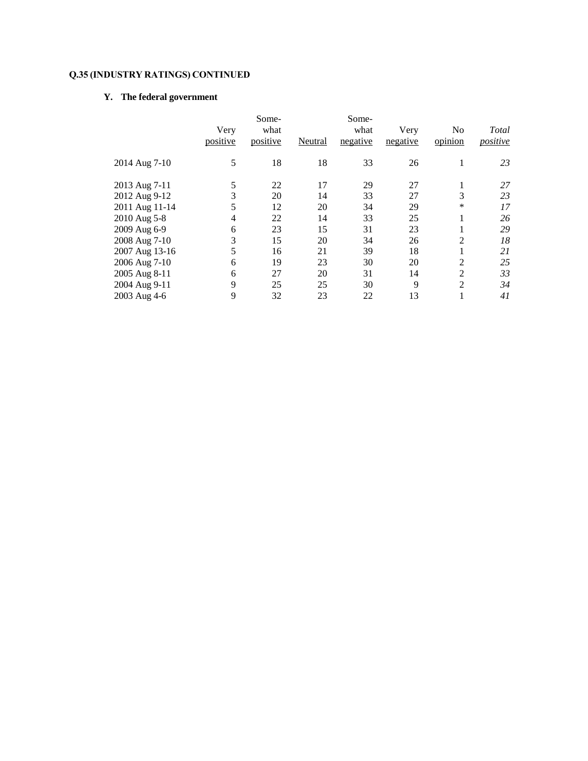**Q.35 (INDUSTRY RATINGS) CONTINUED**

**Y. The federal government**

| | Very positive | Some-what positive | Neutral | Some-what negative | Very negative | No opinion | *Total positive* |
|---|---|---|---|---|---|---|---|
| 2014 Aug 7-10 | 5 | 18 | 18 | 33 | 26 | 1 | *23* |
| 2013 Aug 7-11 | 5 | 22 | 17 | 29 | 27 | 1 | *27* |
| 2012 Aug 9-12 | 3 | 20 | 14 | 33 | 27 | 3 | *23* |
| 2011 Aug 11-14 | 5 | 12 | 20 | 34 | 29 | * | *17* |
| 2010 Aug 5-8 | 4 | 22 | 14 | 33 | 25 | 1 | *26* |
| 2009 Aug 6-9 | 6 | 23 | 15 | 31 | 23 | 1 | *29* |
| 2008 Aug 7-10 | 3 | 15 | 20 | 34 | 26 | 2 | *18* |
| 2007 Aug 13-16 | 5 | 16 | 21 | 39 | 18 | 1 | *21* |
| 2006 Aug 7-10 | 6 | 19 | 23 | 30 | 20 | 2 | *25* |
| 2005 Aug 8-11 | 6 | 27 | 20 | 31 | 14 | 2 | *33* |
| 2004 Aug 9-11 | 9 | 25 | 25 | 30 | 9 | 2 | *34* |
| 2003 Aug 4-6 | 9 | 32 | 23 | 22 | 13 | 1 | *41* |